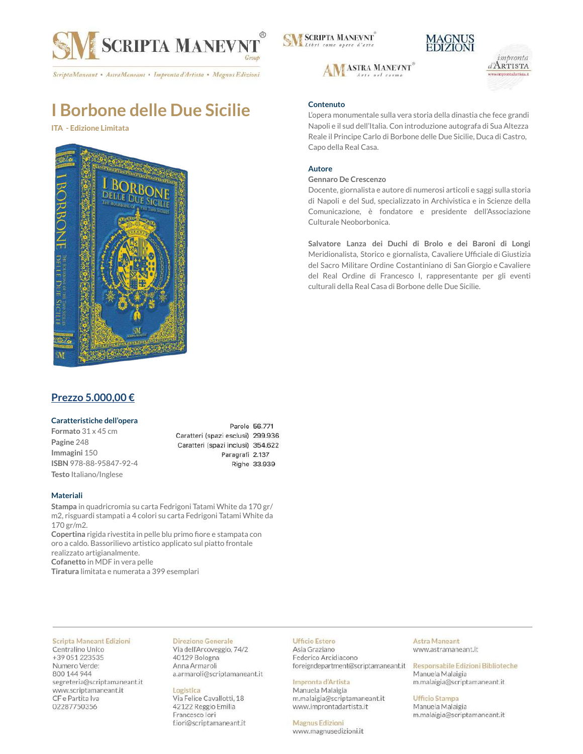# I Borbone delle Due Sicilie

**ITA - Edizione Limitata**

## Prezzo 5.000,00 €

### Caratteristiche dell'opera

**Formato** 31 x 45 cm
**Pagine** 248
**Immagini** 150
**ISBN** 978-88-95847-92-4
**Testo** Italiano/Inglese

| | |
|---|---|
| Parole | 56.771 |
| Caratteri (spazi esclusi) | 299.936 |
| Caratteri (spazi inclusi) | 354.622 |
| Paragrafi | 2.137 |
| Righe | 33.939 |

### Materiali

**Stampa** in quadricromia su carta Fedrigoni Tatami White da 170 gr/m2, risguardi stampati a 4 colori su carta Fedrigoni Tatami White da 170 gr/m2.
**Copertina** rigida rivestita in pelle blu primo fiore e stampata con oro a caldo. Bassorilievo artistico applicato sul piatto frontale realizzato artigianalmente.
**Cofanetto** in MDF in vera pelle
**Tiratura** limitata e numerata a 399 esemplari

### Contenuto

L'opera monumentale sulla vera storia della dinastia che fece grandi Napoli e il sud dell'Italia. Con introduzione autografa di Sua Altezza Reale il Principe Carlo di Borbone delle Due Sicilie, Duca di Castro, Capo della Real Casa.

### Autore

**Gennaro De Crescenzo**
Docente, giornalista e autore di numerosi articoli e saggi sulla storia di Napoli e del Sud, specializzato in Archivistica e in Scienze della Comunicazione, è fondatore e presidente dell'Associazione Culturale Neoborbonica.

**Salvatore Lanza dei Duchi di Brolo e dei Baroni di Longi**
Meridionalista, Storico e giornalista, Cavaliere Ufficiale di Giustizia del Sacro Militare Ordine Costantiniano di San Giorgio e Cavaliere del Real Ordine di Francesco I, rappresentante per gli eventi culturali della Real Casa di Borbone delle Due Sicilie.

---

**Scripta Maneant Edizioni**
Centralino Unico
+39 051 223535
Numero Verde:
800 144 944
segreteria@scriptamaneant.it
www.scriptamaneant.it
CF e Partita Iva
02287750356

**Direzione Generale**
Via dell'Arcoveggio, 74/2
40129 Bologna
Anna Armaroli
a.armaroli@scriptamaneant.it

**Logistica**
Via Felice Cavallotti, 18
42122 Reggio Emilia
Francesco Iori
f.iori@scriptamaneant.it

**Ufficio Estero**
Asia Graziano
Federico Arcidiacono
foreigndepartment@scriptamaneant.it

**Impronta d'Artista**
Manuela Malaigia
m.malaigia@scriptamaneant.it
www.improntadartista.it

**Magnus Edizioni**
www.magnusedizioni.it

**Astra Maneant**
www.astramaneant.it

**Responsabile Edizioni Biblioteche**
Manuela Malaigia
m.malaigia@scriptamaneant.it

**Ufficio Stampa**
Manuela Malaigia
m.malaigia@scriptamaneant.it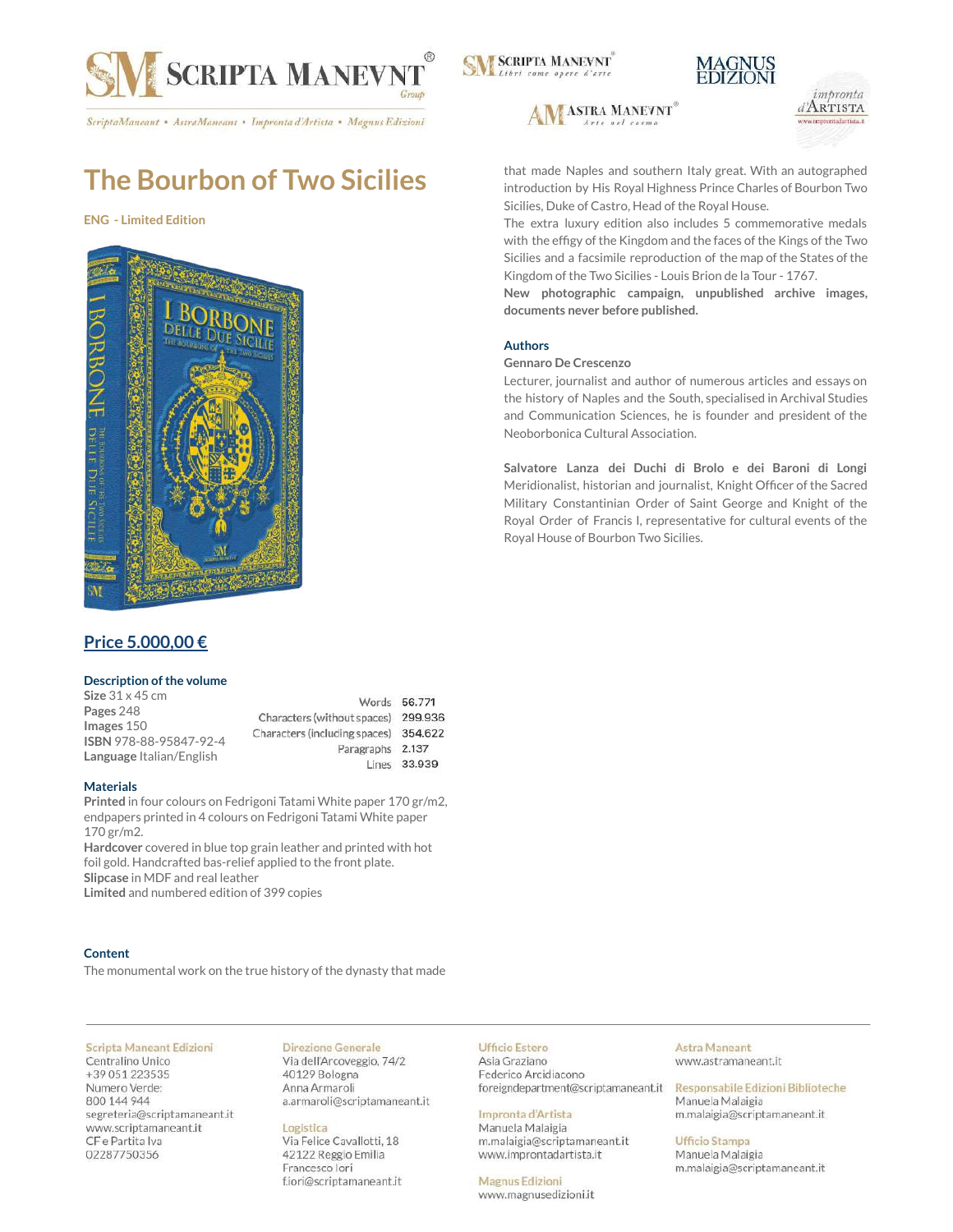ScriptaManeant • AstraManeant • Impronta d'Artista • Magnus Edizioni

# The Bourbon of Two Sicilies

**ENG - Limited Edition**

## Price 5.000,00 €

### Description of the volume

**Size** 31 x 45 cm
**Pages** 248
**Images** 150
**ISBN** 978-88-95847-92-4
**Language** Italian/English

| | |
|---|---|
| Words | 56.771 |
| Characters (without spaces) | 299.936 |
| Characters (including spaces) | 354.622 |
| Paragraphs | 2.137 |
| Lines | 33.939 |

### Materials

**Printed** in four colours on Fedrigoni Tatami White paper 170 gr/m2, endpapers printed in 4 colours on Fedrigoni Tatami White paper 170 gr/m2.
**Hardcover** covered in blue top grain leather and printed with hot foil gold. Handcrafted bas-relief applied to the front plate.
**Slipcase** in MDF and real leather
**Limited** and numbered edition of 399 copies

### Content

The monumental work on the true history of the dynasty that made Naples and southern Italy great. With an autographed introduction by His Royal Highness Prince Charles of Bourbon Two Sicilies, Duke of Castro, Head of the Royal House.
The extra luxury edition also includes 5 commemorative medals with the effigy of the Kingdom and the faces of the Kings of the Two Sicilies and a facsimile reproduction of the map of the States of the Kingdom of the Two Sicilies - Louis Brion de la Tour - 1767.
**New photographic campaign, unpublished archive images, documents never before published.**

### Authors

**Gennaro De Crescenzo**
Lecturer, journalist and author of numerous articles and essays on the history of Naples and the South, specialised in Archival Studies and Communication Sciences, he is founder and president of the Neoborbonica Cultural Association.

**Salvatore Lanza dei Duchi di Brolo e dei Baroni di Longi**
Meridionalist, historian and journalist, Knight Officer of the Sacred Military Constantinian Order of Saint George and Knight of the Royal Order of Francis I, representative for cultural events of the Royal House of Bourbon Two Sicilies.

---

**Scripta Maneant Edizioni**
Centralino Unico
+39 051 223535
Numero Verde:
800 144 944
segreteria@scriptamaneant.it
www.scriptamaneant.it
CF e Partita Iva
02287750356

**Direzione Generale**
Via dell'Arcoveggio, 74/2
40129 Bologna
Anna Armaroli
a.armaroli@scriptamaneant.it

**Logistica**
Via Felice Cavallotti, 18
42122 Reggio Emilia
Francesco Iori
f.iori@scriptamaneant.it

**Ufficio Estero**
Asia Graziano
Federico Arcidiacono
foreigndepartment@scriptamaneant.it

**Impronta d'Artista**
Manuela Malaigia
m.malaigia@scriptamaneant.it
www.improntadartista.it

**Magnus Edizioni**
www.magnusedizioni.it

**Astra Maneant**
www.astramaneant.it

**Responsabile Edizioni Biblioteche**
Manuela Malaigia
m.malaigia@scriptamaneant.it

**Ufficio Stampa**
Manuela Malaigia
m.malaigia@scriptamaneant.it